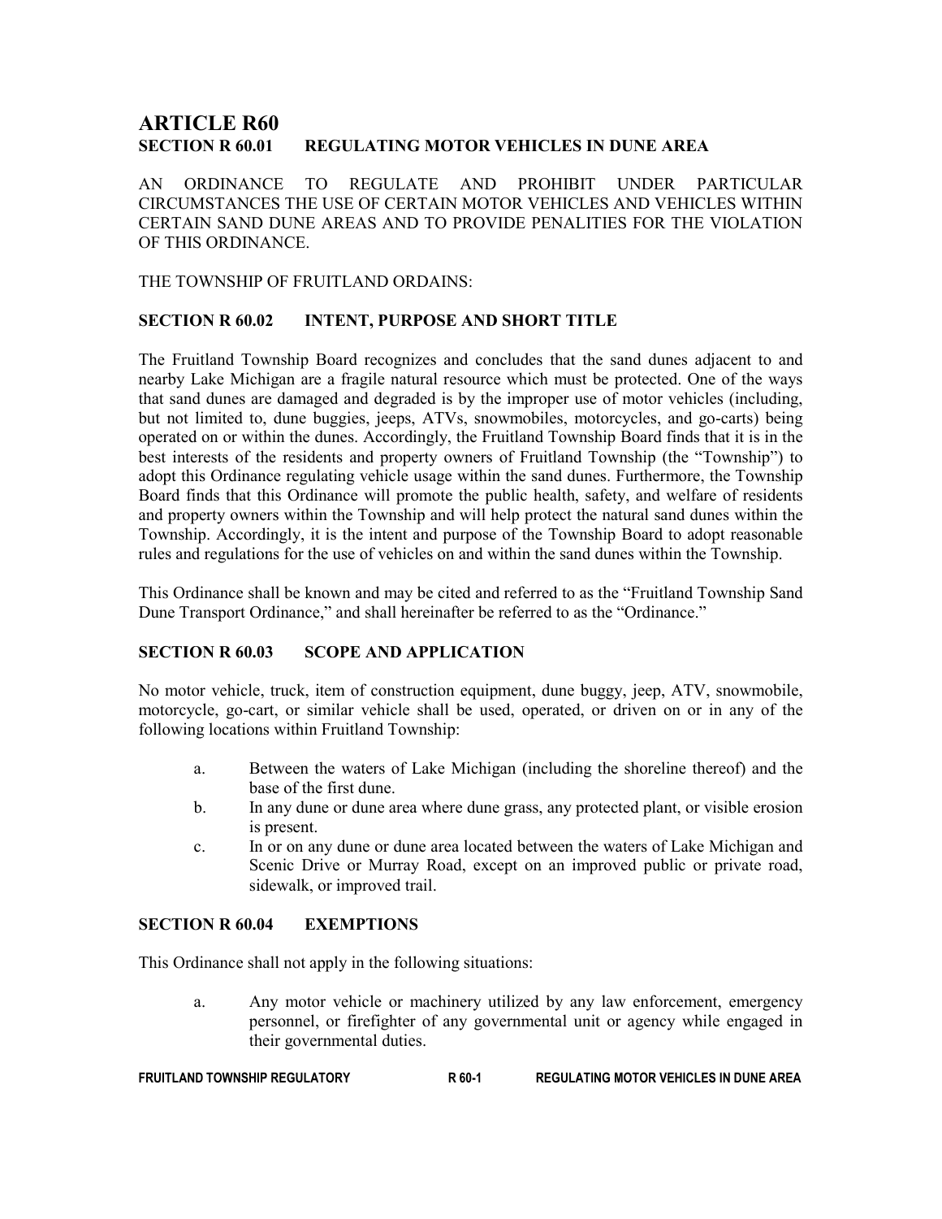# ARTICLE R60

## SECTION R 60.01 REGULATING MOTOR VEHICLES IN DUNE AREA

AN ORDINANCE TO REGULATE AND PROHIBIT UNDER PARTICULAR CIRCUMSTANCES THE USE OF CERTAIN MOTOR VEHICLES AND VEHICLES WITHIN CERTAIN SAND DUNE AREAS AND TO PROVIDE PENALITIES FOR THE VIOLATION OF THIS ORDINANCE.

THE TOWNSHIP OF FRUITLAND ORDAINS:

### SECTION R 60.02 INTENT, PURPOSE AND SHORT TITLE

The Fruitland Township Board recognizes and concludes that the sand dunes adjacent to and nearby Lake Michigan are a fragile natural resource which must be protected. One of the ways that sand dunes are damaged and degraded is by the improper use of motor vehicles (including, but not limited to, dune buggies, jeeps, ATVs, snowmobiles, motorcycles, and go-carts) being operated on or within the dunes. Accordingly, the Fruitland Township Board finds that it is in the best interests of the residents and property owners of Fruitland Township (the "Township") to adopt this Ordinance regulating vehicle usage within the sand dunes. Furthermore, the Township Board finds that this Ordinance will promote the public health, safety, and welfare of residents and property owners within the Township and will help protect the natural sand dunes within the Township. Accordingly, it is the intent and purpose of the Township Board to adopt reasonable rules and regulations for the use of vehicles on and within the sand dunes within the Township.

This Ordinance shall be known and may be cited and referred to as the "Fruitland Township Sand Dune Transport Ordinance," and shall hereinafter be referred to as the "Ordinance."

### SECTION R 60.03 SCOPE AND APPLICATION

No motor vehicle, truck, item of construction equipment, dune buggy, jeep, ATV, snowmobile, motorcycle, go-cart, or similar vehicle shall be used, operated, or driven on or in any of the following locations within Fruitland Township:

a. Between the waters of Lake Michigan (including the shoreline thereof) and the base of the first dune.

b. In any dune or dune area where dune grass, any protected plant, or visible erosion is present.

c. In or on any dune or dune area located between the waters of Lake Michigan and Scenic Drive or Murray Road, except on an improved public or private road, sidewalk, or improved trail.

### SECTION R 60.04 EXEMPTIONS

This Ordinance shall not apply in the following situations:

a. Any motor vehicle or machinery utilized by any law enforcement, emergency personnel, or firefighter of any governmental unit or agency while engaged in their governmental duties.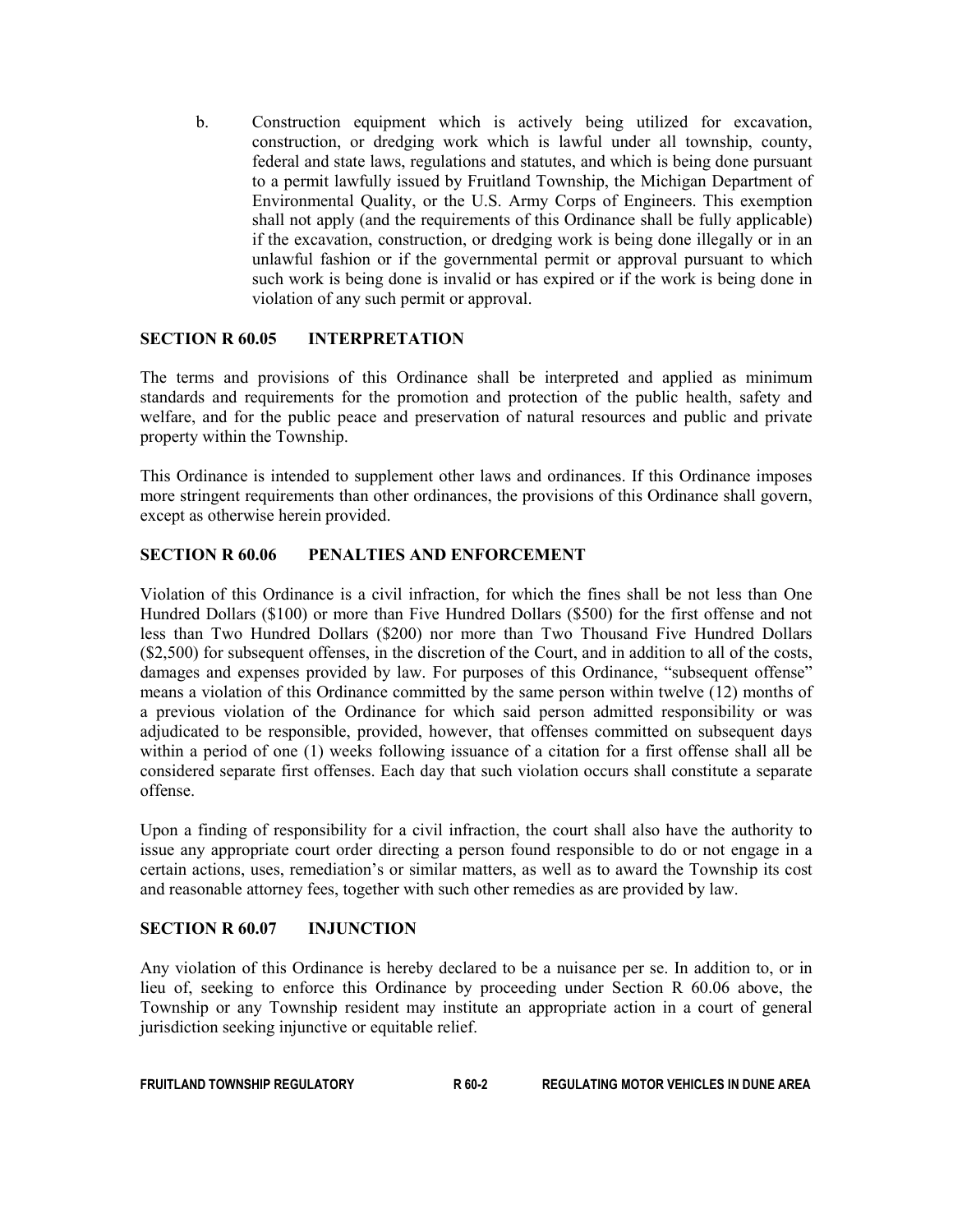b. Construction equipment which is actively being utilized for excavation, construction, or dredging work which is lawful under all township, county, federal and state laws, regulations and statutes, and which is being done pursuant to a permit lawfully issued by Fruitland Township, the Michigan Department of Environmental Quality, or the U.S. Army Corps of Engineers. This exemption shall not apply (and the requirements of this Ordinance shall be fully applicable) if the excavation, construction, or dredging work is being done illegally or in an unlawful fashion or if the governmental permit or approval pursuant to which such work is being done is invalid or has expired or if the work is being done in violation of any such permit or approval.

## SECTION R 60.05 INTERPRETATION

The terms and provisions of this Ordinance shall be interpreted and applied as minimum standards and requirements for the promotion and protection of the public health, safety and welfare, and for the public peace and preservation of natural resources and public and private property within the Township.

This Ordinance is intended to supplement other laws and ordinances. If this Ordinance imposes more stringent requirements than other ordinances, the provisions of this Ordinance shall govern, except as otherwise herein provided.

## SECTION R 60.06 PENALTIES AND ENFORCEMENT

Violation of this Ordinance is a civil infraction, for which the fines shall be not less than One Hundred Dollars ($100) or more than Five Hundred Dollars ($500) for the first offense and not less than Two Hundred Dollars ($200) nor more than Two Thousand Five Hundred Dollars ($2,500) for subsequent offenses, in the discretion of the Court, and in addition to all of the costs, damages and expenses provided by law. For purposes of this Ordinance, "subsequent offense" means a violation of this Ordinance committed by the same person within twelve (12) months of a previous violation of the Ordinance for which said person admitted responsibility or was adjudicated to be responsible, provided, however, that offenses committed on subsequent days within a period of one (1) weeks following issuance of a citation for a first offense shall all be considered separate first offenses. Each day that such violation occurs shall constitute a separate offense.

Upon a finding of responsibility for a civil infraction, the court shall also have the authority to issue any appropriate court order directing a person found responsible to do or not engage in a certain actions, uses, remediation's or similar matters, as well as to award the Township its cost and reasonable attorney fees, together with such other remedies as are provided by law.

## SECTION R 60.07 INJUNCTION

Any violation of this Ordinance is hereby declared to be a nuisance per se. In addition to, or in lieu of, seeking to enforce this Ordinance by proceeding under Section R 60.06 above, the Township or any Township resident may institute an appropriate action in a court of general jurisdiction seeking injunctive or equitable relief.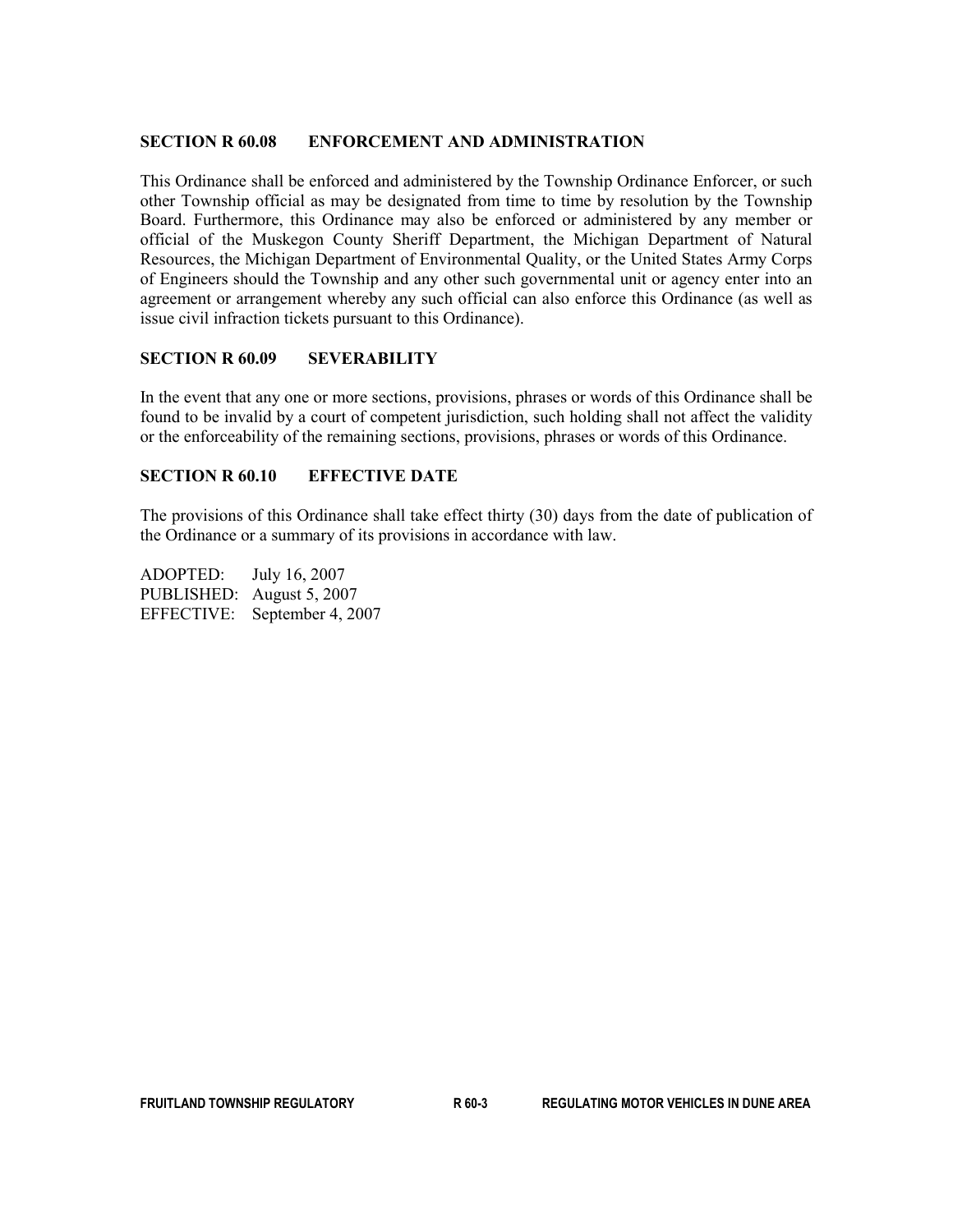## SECTION R 60.08 ENFORCEMENT AND ADMINISTRATION

This Ordinance shall be enforced and administered by the Township Ordinance Enforcer, or such other Township official as may be designated from time to time by resolution by the Township Board. Furthermore, this Ordinance may also be enforced or administered by any member or official of the Muskegon County Sheriff Department, the Michigan Department of Natural Resources, the Michigan Department of Environmental Quality, or the United States Army Corps of Engineers should the Township and any other such governmental unit or agency enter into an agreement or arrangement whereby any such official can also enforce this Ordinance (as well as issue civil infraction tickets pursuant to this Ordinance).

## SECTION R 60.09 SEVERABILITY

In the event that any one or more sections, provisions, phrases or words of this Ordinance shall be found to be invalid by a court of competent jurisdiction, such holding shall not affect the validity or the enforceability of the remaining sections, provisions, phrases or words of this Ordinance.

## SECTION R 60.10 EFFECTIVE DATE

The provisions of this Ordinance shall take effect thirty (30) days from the date of publication of the Ordinance or a summary of its provisions in accordance with law.

ADOPTED: July 16, 2007
PUBLISHED: August 5, 2007
EFFECTIVE: September 4, 2007